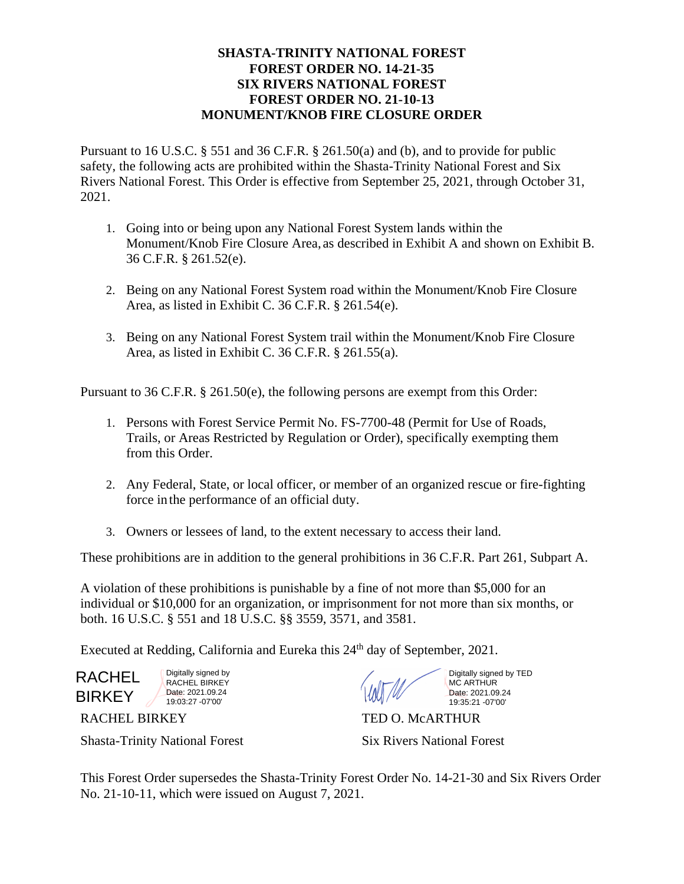**SHASTA-TRINITY NATIONAL FOREST**
**FOREST ORDER NO. 14-21-35**
**SIX RIVERS NATIONAL FOREST**
**FOREST ORDER NO. 21-10-13**
**MONUMENT/KNOB FIRE CLOSURE ORDER**

Pursuant to 16 U.S.C. § 551 and 36 C.F.R. § 261.50(a) and (b), and to provide for public safety, the following acts are prohibited within the Shasta-Trinity National Forest and Six Rivers National Forest. This Order is effective from September 25, 2021, through October 31, 2021.

1. Going into or being upon any National Forest System lands within the Monument/Knob Fire Closure Area, as described in Exhibit A and shown on Exhibit B. 36 C.F.R. § 261.52(e).
2. Being on any National Forest System road within the Monument/Knob Fire Closure Area, as listed in Exhibit C. 36 C.F.R. § 261.54(e).
3. Being on any National Forest System trail within the Monument/Knob Fire Closure Area, as listed in Exhibit C. 36 C.F.R. § 261.55(a).

Pursuant to 36 C.F.R. § 261.50(e), the following persons are exempt from this Order:

1. Persons with Forest Service Permit No. FS-7700-48 (Permit for Use of Roads, Trails, or Areas Restricted by Regulation or Order), specifically exempting them from this Order.
2. Any Federal, State, or local officer, or member of an organized rescue or fire-fighting force in the performance of an official duty.
3. Owners or lessees of land, to the extent necessary to access their land.

These prohibitions are in addition to the general prohibitions in 36 C.F.R. Part 261, Subpart A.

A violation of these prohibitions is punishable by a fine of not more than $5,000 for an individual or $10,000 for an organization, or imprisonment for not more than six months, or both. 16 U.S.C. § 551 and 18 U.S.C. §§ 3559, 3571, and 3581.

Executed at Redding, California and Eureka this 24th day of September, 2021.

RACHEL BIRKEY — Digitally signed by RACHEL BIRKEY Date: 2021.09.24 19:03:27 -07'00'

RACHEL BIRKEY
Shasta-Trinity National Forest

Digitally signed by TED MC ARTHUR Date: 2021.09.24 19:35:21 -07'00'

TED O. McARTHUR
Six Rivers National Forest

This Forest Order supersedes the Shasta-Trinity Forest Order No. 14-21-30 and Six Rivers Order No. 21-10-11, which were issued on August 7, 2021.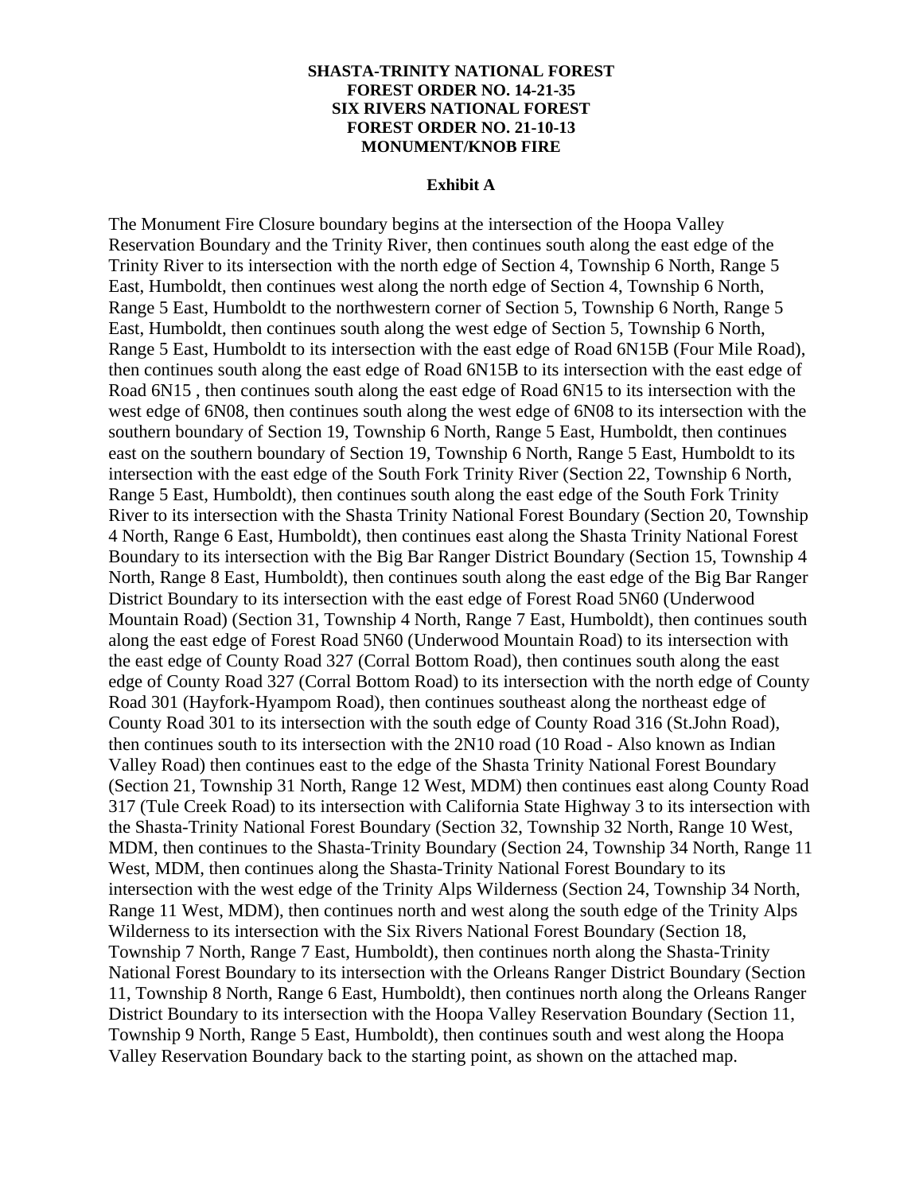**SHASTA-TRINITY NATIONAL FOREST**
**FOREST ORDER NO. 14-21-35**
**SIX RIVERS NATIONAL FOREST**
**FOREST ORDER NO. 21-10-13**
**MONUMENT/KNOB FIRE**

**Exhibit A**

The Monument Fire Closure boundary begins at the intersection of the Hoopa Valley Reservation Boundary and the Trinity River, then continues south along the east edge of the Trinity River to its intersection with the north edge of Section 4, Township 6 North, Range 5 East, Humboldt, then continues west along the north edge of Section 4, Township 6 North, Range 5 East, Humboldt to the northwestern corner of Section 5, Township 6 North, Range 5 East, Humboldt, then continues south along the west edge of Section 5, Township 6 North, Range 5 East, Humboldt to its intersection with the east edge of Road 6N15B (Four Mile Road), then continues south along the east edge of Road 6N15B to its intersection with the east edge of Road 6N15 , then continues south along the east edge of Road 6N15 to its intersection with the west edge of 6N08, then continues south along the west edge of 6N08 to its intersection with the southern boundary of Section 19, Township 6 North, Range 5 East, Humboldt, then continues east on the southern boundary of Section 19, Township 6 North, Range 5 East, Humboldt to its intersection with the east edge of the South Fork Trinity River (Section 22, Township 6 North, Range 5 East, Humboldt), then continues south along the east edge of the South Fork Trinity River to its intersection with the Shasta Trinity National Forest Boundary (Section 20, Township 4 North, Range 6 East, Humboldt), then continues east along the Shasta Trinity National Forest Boundary to its intersection with the Big Bar Ranger District Boundary (Section 15, Township 4 North, Range 8 East, Humboldt), then continues south along the east edge of the Big Bar Ranger District Boundary to its intersection with the east edge of Forest Road 5N60 (Underwood Mountain Road) (Section 31, Township 4 North, Range 7 East, Humboldt), then continues south along the east edge of Forest Road 5N60 (Underwood Mountain Road) to its intersection with the east edge of County Road 327 (Corral Bottom Road), then continues south along the east edge of County Road 327 (Corral Bottom Road) to its intersection with the north edge of County Road 301 (Hayfork-Hyampom Road), then continues southeast along the northeast edge of County Road 301 to its intersection with the south edge of County Road 316 (St.John Road), then continues south to its intersection with the 2N10 road (10 Road - Also known as Indian Valley Road) then continues east to the edge of the Shasta Trinity National Forest Boundary (Section 21, Township 31 North, Range 12 West, MDM) then continues east along County Road 317 (Tule Creek Road) to its intersection with California State Highway 3 to its intersection with the Shasta-Trinity National Forest Boundary (Section 32, Township 32 North, Range 10 West, MDM, then continues to the Shasta-Trinity Boundary (Section 24, Township 34 North, Range 11 West, MDM, then continues along the Shasta-Trinity National Forest Boundary to its intersection with the west edge of the Trinity Alps Wilderness (Section 24, Township 34 North, Range 11 West, MDM), then continues north and west along the south edge of the Trinity Alps Wilderness to its intersection with the Six Rivers National Forest Boundary (Section 18, Township 7 North, Range 7 East, Humboldt), then continues north along the Shasta-Trinity National Forest Boundary to its intersection with the Orleans Ranger District Boundary (Section 11, Township 8 North, Range 6 East, Humboldt), then continues north along the Orleans Ranger District Boundary to its intersection with the Hoopa Valley Reservation Boundary (Section 11, Township 9 North, Range 5 East, Humboldt), then continues south and west along the Hoopa Valley Reservation Boundary back to the starting point, as shown on the attached map.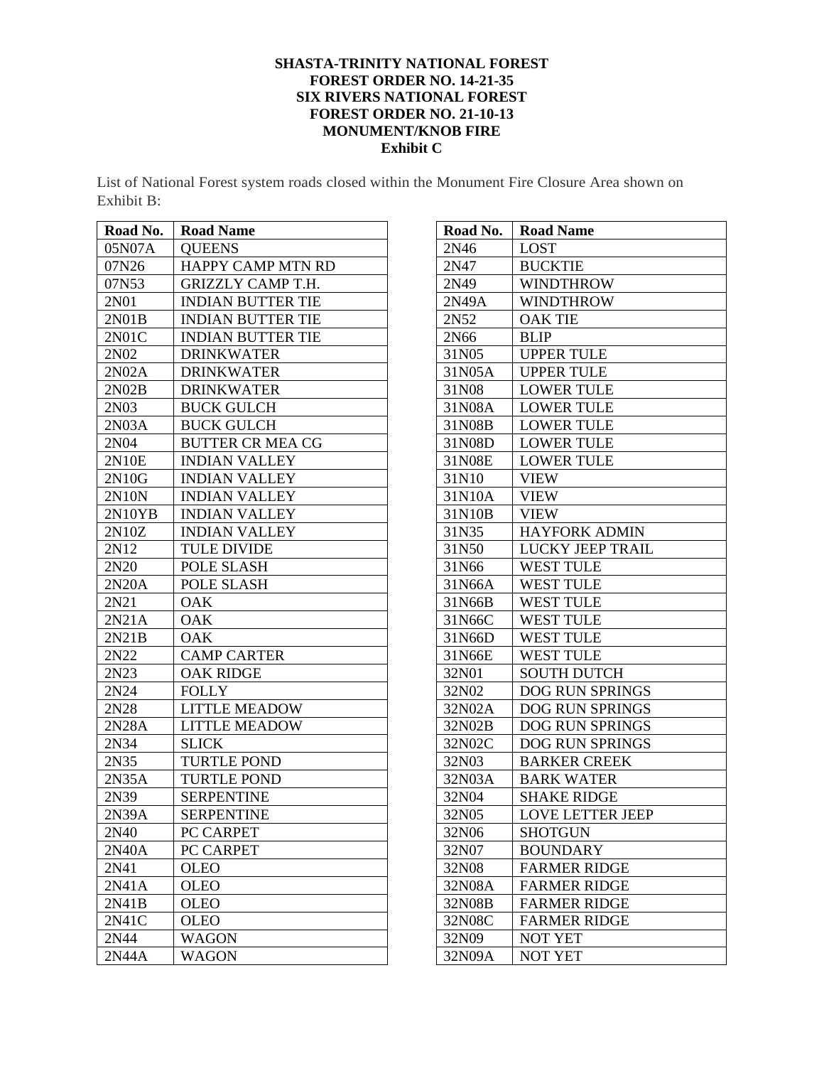**SHASTA-TRINITY NATIONAL FOREST**
**FOREST ORDER NO. 14-21-35**
**SIX RIVERS NATIONAL FOREST**
**FOREST ORDER NO. 21-10-13**
**MONUMENT/KNOB FIRE**
**Exhibit C**

List of National Forest system roads closed within the Monument Fire Closure Area shown on Exhibit B:

| Road No. | Road Name |
|---|---|
| 05N07A | QUEENS |
| 07N26 | HAPPY CAMP MTN RD |
| 07N53 | GRIZZLY CAMP T.H. |
| 2N01 | INDIAN BUTTER TIE |
| 2N01B | INDIAN BUTTER TIE |
| 2N01C | INDIAN BUTTER TIE |
| 2N02 | DRINKWATER |
| 2N02A | DRINKWATER |
| 2N02B | DRINKWATER |
| 2N03 | BUCK GULCH |
| 2N03A | BUCK GULCH |
| 2N04 | BUTTER CR MEA CG |
| 2N10E | INDIAN VALLEY |
| 2N10G | INDIAN VALLEY |
| 2N10N | INDIAN VALLEY |
| 2N10YB | INDIAN VALLEY |
| 2N10Z | INDIAN VALLEY |
| 2N12 | TULE DIVIDE |
| 2N20 | POLE SLASH |
| 2N20A | POLE SLASH |
| 2N21 | OAK |
| 2N21A | OAK |
| 2N21B | OAK |
| 2N22 | CAMP CARTER |
| 2N23 | OAK RIDGE |
| 2N24 | FOLLY |
| 2N28 | LITTLE MEADOW |
| 2N28A | LITTLE MEADOW |
| 2N34 | SLICK |
| 2N35 | TURTLE POND |
| 2N35A | TURTLE POND |
| 2N39 | SERPENTINE |
| 2N39A | SERPENTINE |
| 2N40 | PC CARPET |
| 2N40A | PC CARPET |
| 2N41 | OLEO |
| 2N41A | OLEO |
| 2N41B | OLEO |
| 2N41C | OLEO |
| 2N44 | WAGON |
| 2N44A | WAGON |

| Road No. | Road Name |
|---|---|
| 2N46 | LOST |
| 2N47 | BUCKTIE |
| 2N49 | WINDTHROW |
| 2N49A | WINDTHROW |
| 2N52 | OAK TIE |
| 2N66 | BLIP |
| 31N05 | UPPER TULE |
| 31N05A | UPPER TULE |
| 31N08 | LOWER TULE |
| 31N08A | LOWER TULE |
| 31N08B | LOWER TULE |
| 31N08D | LOWER TULE |
| 31N08E | LOWER TULE |
| 31N10 | VIEW |
| 31N10A | VIEW |
| 31N10B | VIEW |
| 31N35 | HAYFORK ADMIN |
| 31N50 | LUCKY JEEP TRAIL |
| 31N66 | WEST TULE |
| 31N66A | WEST TULE |
| 31N66B | WEST TULE |
| 31N66C | WEST TULE |
| 31N66D | WEST TULE |
| 31N66E | WEST TULE |
| 32N01 | SOUTH DUTCH |
| 32N02 | DOG RUN SPRINGS |
| 32N02A | DOG RUN SPRINGS |
| 32N02B | DOG RUN SPRINGS |
| 32N02C | DOG RUN SPRINGS |
| 32N03 | BARKER CREEK |
| 32N03A | BARK WATER |
| 32N04 | SHAKE RIDGE |
| 32N05 | LOVE LETTER JEEP |
| 32N06 | SHOTGUN |
| 32N07 | BOUNDARY |
| 32N08 | FARMER RIDGE |
| 32N08A | FARMER RIDGE |
| 32N08B | FARMER RIDGE |
| 32N08C | FARMER RIDGE |
| 32N09 | NOT YET |
| 32N09A | NOT YET |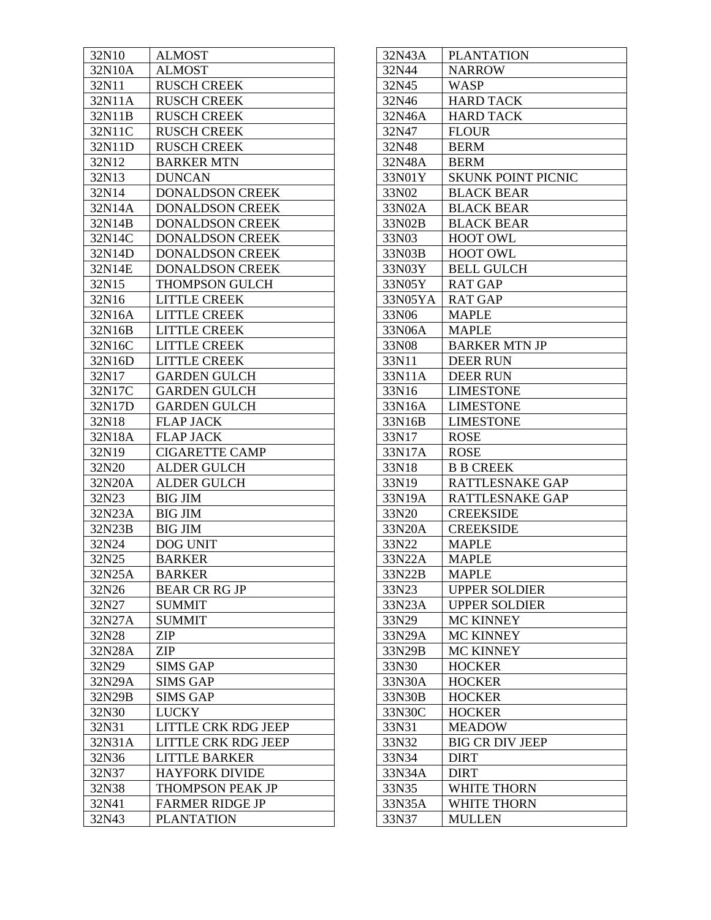| | |
|---|---|
| 32N10 | ALMOST |
| 32N10A | ALMOST |
| 32N11 | RUSCH CREEK |
| 32N11A | RUSCH CREEK |
| 32N11B | RUSCH CREEK |
| 32N11C | RUSCH CREEK |
| 32N11D | RUSCH CREEK |
| 32N12 | BARKER MTN |
| 32N13 | DUNCAN |
| 32N14 | DONALDSON CREEK |
| 32N14A | DONALDSON CREEK |
| 32N14B | DONALDSON CREEK |
| 32N14C | DONALDSON CREEK |
| 32N14D | DONALDSON CREEK |
| 32N14E | DONALDSON CREEK |
| 32N15 | THOMPSON GULCH |
| 32N16 | LITTLE CREEK |
| 32N16A | LITTLE CREEK |
| 32N16B | LITTLE CREEK |
| 32N16C | LITTLE CREEK |
| 32N16D | LITTLE CREEK |
| 32N17 | GARDEN GULCH |
| 32N17C | GARDEN GULCH |
| 32N17D | GARDEN GULCH |
| 32N18 | FLAP JACK |
| 32N18A | FLAP JACK |
| 32N19 | CIGARETTE CAMP |
| 32N20 | ALDER GULCH |
| 32N20A | ALDER GULCH |
| 32N23 | BIG JIM |
| 32N23A | BIG JIM |
| 32N23B | BIG JIM |
| 32N24 | DOG UNIT |
| 32N25 | BARKER |
| 32N25A | BARKER |
| 32N26 | BEAR CR RG JP |
| 32N27 | SUMMIT |
| 32N27A | SUMMIT |
| 32N28 | ZIP |
| 32N28A | ZIP |
| 32N29 | SIMS GAP |
| 32N29A | SIMS GAP |
| 32N29B | SIMS GAP |
| 32N30 | LUCKY |
| 32N31 | LITTLE CRK RDG JEEP |
| 32N31A | LITTLE CRK RDG JEEP |
| 32N36 | LITTLE BARKER |
| 32N37 | HAYFORK DIVIDE |
| 32N38 | THOMPSON PEAK JP |
| 32N41 | FARMER RIDGE JP |
| 32N43 | PLANTATION |
| 32N43A | PLANTATION |
| 32N44 | NARROW |
| 32N45 | WASP |
| 32N46 | HARD TACK |
| 32N46A | HARD TACK |
| 32N47 | FLOUR |
| 32N48 | BERM |
| 32N48A | BERM |
| 33N01Y | SKUNK POINT PICNIC |
| 33N02 | BLACK BEAR |
| 33N02A | BLACK BEAR |
| 33N02B | BLACK BEAR |
| 33N03 | HOOT OWL |
| 33N03B | HOOT OWL |
| 33N03Y | BELL GULCH |
| 33N05Y | RAT GAP |
| 33N05YA | RAT GAP |
| 33N06 | MAPLE |
| 33N06A | MAPLE |
| 33N08 | BARKER MTN JP |
| 33N11 | DEER RUN |
| 33N11A | DEER RUN |
| 33N16 | LIMESTONE |
| 33N16A | LIMESTONE |
| 33N16B | LIMESTONE |
| 33N17 | ROSE |
| 33N17A | ROSE |
| 33N18 | B B CREEK |
| 33N19 | RATTLESNAKE GAP |
| 33N19A | RATTLESNAKE GAP |
| 33N20 | CREEKSIDE |
| 33N20A | CREEKSIDE |
| 33N22 | MAPLE |
| 33N22A | MAPLE |
| 33N22B | MAPLE |
| 33N23 | UPPER SOLDIER |
| 33N23A | UPPER SOLDIER |
| 33N29 | MC KINNEY |
| 33N29A | MC KINNEY |
| 33N29B | MC KINNEY |
| 33N30 | HOCKER |
| 33N30A | HOCKER |
| 33N30B | HOCKER |
| 33N30C | HOCKER |
| 33N31 | MEADOW |
| 33N32 | BIG CR DIV JEEP |
| 33N34 | DIRT |
| 33N34A | DIRT |
| 33N35 | WHITE THORN |
| 33N35A | WHITE THORN |
| 33N37 | MULLEN |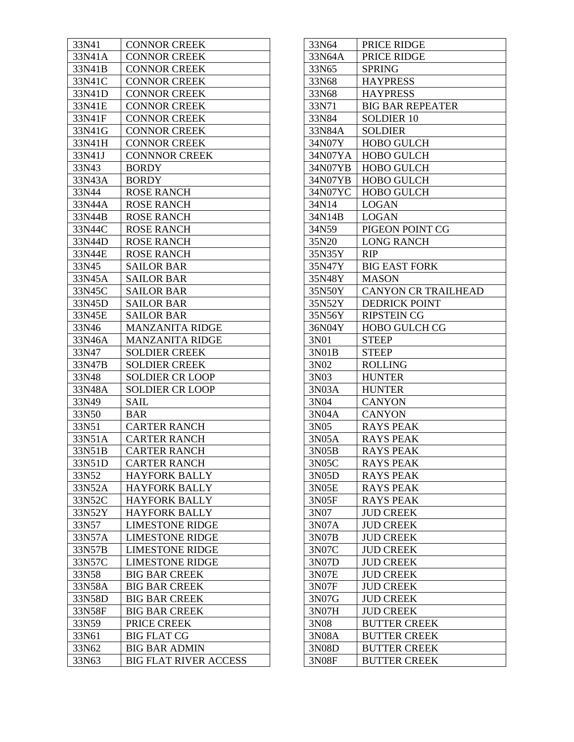| | |
|---|---|
| 33N41 | CONNOR CREEK |
| 33N41A | CONNOR CREEK |
| 33N41B | CONNOR CREEK |
| 33N41C | CONNOR CREEK |
| 33N41D | CONNOR CREEK |
| 33N41E | CONNOR CREEK |
| 33N41F | CONNOR CREEK |
| 33N41G | CONNOR CREEK |
| 33N41H | CONNOR CREEK |
| 33N41J | CONNNOR CREEK |
| 33N43 | BORDY |
| 33N43A | BORDY |
| 33N44 | ROSE RANCH |
| 33N44A | ROSE RANCH |
| 33N44B | ROSE RANCH |
| 33N44C | ROSE RANCH |
| 33N44D | ROSE RANCH |
| 33N44E | ROSE RANCH |
| 33N45 | SAILOR BAR |
| 33N45A | SAILOR BAR |
| 33N45C | SAILOR BAR |
| 33N45D | SAILOR BAR |
| 33N45E | SAILOR BAR |
| 33N46 | MANZANITA RIDGE |
| 33N46A | MANZANITA RIDGE |
| 33N47 | SOLDIER CREEK |
| 33N47B | SOLDIER CREEK |
| 33N48 | SOLDIER CR LOOP |
| 33N48A | SOLDIER CR LOOP |
| 33N49 | SAIL |
| 33N50 | BAR |
| 33N51 | CARTER RANCH |
| 33N51A | CARTER RANCH |
| 33N51B | CARTER RANCH |
| 33N51D | CARTER RANCH |
| 33N52 | HAYFORK BALLY |
| 33N52A | HAYFORK BALLY |
| 33N52C | HAYFORK BALLY |
| 33N52Y | HAYFORK BALLY |
| 33N57 | LIMESTONE RIDGE |
| 33N57A | LIMESTONE RIDGE |
| 33N57B | LIMESTONE RIDGE |
| 33N57C | LIMESTONE RIDGE |
| 33N58 | BIG BAR CREEK |
| 33N58A | BIG BAR CREEK |
| 33N58D | BIG BAR CREEK |
| 33N58F | BIG BAR CREEK |
| 33N59 | PRICE CREEK |
| 33N61 | BIG FLAT CG |
| 33N62 | BIG BAR ADMIN |
| 33N63 | BIG FLAT RIVER ACCESS |

| | |
|---|---|
| 33N64 | PRICE RIDGE |
| 33N64A | PRICE RIDGE |
| 33N65 | SPRING |
| 33N68 | HAYPRESS |
| 33N68 | HAYPRESS |
| 33N71 | BIG BAR REPEATER |
| 33N84 | SOLDIER 10 |
| 33N84A | SOLDIER |
| 34N07Y | HOBO GULCH |
| 34N07YA | HOBO GULCH |
| 34N07YB | HOBO GULCH |
| 34N07YB | HOBO GULCH |
| 34N07YC | HOBO GULCH |
| 34N14 | LOGAN |
| 34N14B | LOGAN |
| 34N59 | PIGEON POINT CG |
| 35N20 | LONG RANCH |
| 35N35Y | RIP |
| 35N47Y | BIG EAST FORK |
| 35N48Y | MASON |
| 35N50Y | CANYON CR TRAILHEAD |
| 35N52Y | DEDRICK POINT |
| 35N56Y | RIPSTEIN CG |
| 36N04Y | HOBO GULCH CG |
| 3N01 | STEEP |
| 3N01B | STEEP |
| 3N02 | ROLLING |
| 3N03 | HUNTER |
| 3N03A | HUNTER |
| 3N04 | CANYON |
| 3N04A | CANYON |
| 3N05 | RAYS PEAK |
| 3N05A | RAYS PEAK |
| 3N05B | RAYS PEAK |
| 3N05C | RAYS PEAK |
| 3N05D | RAYS PEAK |
| 3N05E | RAYS PEAK |
| 3N05F | RAYS PEAK |
| 3N07 | JUD CREEK |
| 3N07A | JUD CREEK |
| 3N07B | JUD CREEK |
| 3N07C | JUD CREEK |
| 3N07D | JUD CREEK |
| 3N07E | JUD CREEK |
| 3N07F | JUD CREEK |
| 3N07G | JUD CREEK |
| 3N07H | JUD CREEK |
| 3N08 | BUTTER CREEK |
| 3N08A | BUTTER CREEK |
| 3N08D | BUTTER CREEK |
| 3N08F | BUTTER CREEK |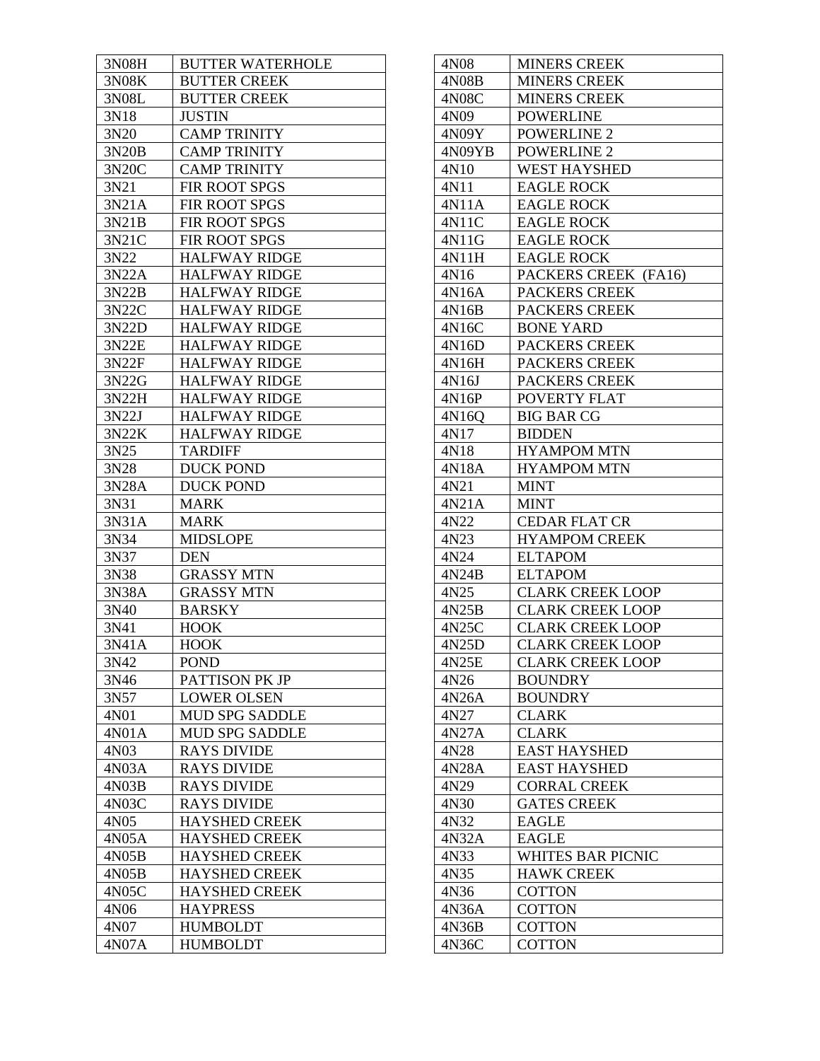| | |
|---|---|
| 3N08H | BUTTER WATERHOLE |
| 3N08K | BUTTER CREEK |
| 3N08L | BUTTER CREEK |
| 3N18 | JUSTIN |
| 3N20 | CAMP TRINITY |
| 3N20B | CAMP TRINITY |
| 3N20C | CAMP TRINITY |
| 3N21 | FIR ROOT SPGS |
| 3N21A | FIR ROOT SPGS |
| 3N21B | FIR ROOT SPGS |
| 3N21C | FIR ROOT SPGS |
| 3N22 | HALFWAY RIDGE |
| 3N22A | HALFWAY RIDGE |
| 3N22B | HALFWAY RIDGE |
| 3N22C | HALFWAY RIDGE |
| 3N22D | HALFWAY RIDGE |
| 3N22E | HALFWAY RIDGE |
| 3N22F | HALFWAY RIDGE |
| 3N22G | HALFWAY RIDGE |
| 3N22H | HALFWAY RIDGE |
| 3N22J | HALFWAY RIDGE |
| 3N22K | HALFWAY RIDGE |
| 3N25 | TARDIFF |
| 3N28 | DUCK POND |
| 3N28A | DUCK POND |
| 3N31 | MARK |
| 3N31A | MARK |
| 3N34 | MIDSLOPE |
| 3N37 | DEN |
| 3N38 | GRASSY MTN |
| 3N38A | GRASSY MTN |
| 3N40 | BARSKY |
| 3N41 | HOOK |
| 3N41A | HOOK |
| 3N42 | POND |
| 3N46 | PATTISON PK JP |
| 3N57 | LOWER OLSEN |
| 4N01 | MUD SPG SADDLE |
| 4N01A | MUD SPG SADDLE |
| 4N03 | RAYS DIVIDE |
| 4N03A | RAYS DIVIDE |
| 4N03B | RAYS DIVIDE |
| 4N03C | RAYS DIVIDE |
| 4N05 | HAYSHED CREEK |
| 4N05A | HAYSHED CREEK |
| 4N05B | HAYSHED CREEK |
| 4N05B | HAYSHED CREEK |
| 4N05C | HAYSHED CREEK |
| 4N06 | HAYPRESS |
| 4N07 | HUMBOLDT |
| 4N07A | HUMBOLDT |

| | |
|---|---|
| 4N08 | MINERS CREEK |
| 4N08B | MINERS CREEK |
| 4N08C | MINERS CREEK |
| 4N09 | POWERLINE |
| 4N09Y | POWERLINE 2 |
| 4N09YB | POWERLINE 2 |
| 4N10 | WEST HAYSHED |
| 4N11 | EAGLE ROCK |
| 4N11A | EAGLE ROCK |
| 4N11C | EAGLE ROCK |
| 4N11G | EAGLE ROCK |
| 4N11H | EAGLE ROCK |
| 4N16 | PACKERS CREEK (FA16) |
| 4N16A | PACKERS CREEK |
| 4N16B | PACKERS CREEK |
| 4N16C | BONE YARD |
| 4N16D | PACKERS CREEK |
| 4N16H | PACKERS CREEK |
| 4N16J | PACKERS CREEK |
| 4N16P | POVERTY FLAT |
| 4N16Q | BIG BAR CG |
| 4N17 | BIDDEN |
| 4N18 | HYAMPOM MTN |
| 4N18A | HYAMPOM MTN |
| 4N21 | MINT |
| 4N21A | MINT |
| 4N22 | CEDAR FLAT CR |
| 4N23 | HYAMPOM CREEK |
| 4N24 | ELTAPOM |
| 4N24B | ELTAPOM |
| 4N25 | CLARK CREEK LOOP |
| 4N25B | CLARK CREEK LOOP |
| 4N25C | CLARK CREEK LOOP |
| 4N25D | CLARK CREEK LOOP |
| 4N25E | CLARK CREEK LOOP |
| 4N26 | BOUNDRY |
| 4N26A | BOUNDRY |
| 4N27 | CLARK |
| 4N27A | CLARK |
| 4N28 | EAST HAYSHED |
| 4N28A | EAST HAYSHED |
| 4N29 | CORRAL CREEK |
| 4N30 | GATES CREEK |
| 4N32 | EAGLE |
| 4N32A | EAGLE |
| 4N33 | WHITES BAR PICNIC |
| 4N35 | HAWK CREEK |
| 4N36 | COTTON |
| 4N36A | COTTON |
| 4N36B | COTTON |
| 4N36C | COTTON |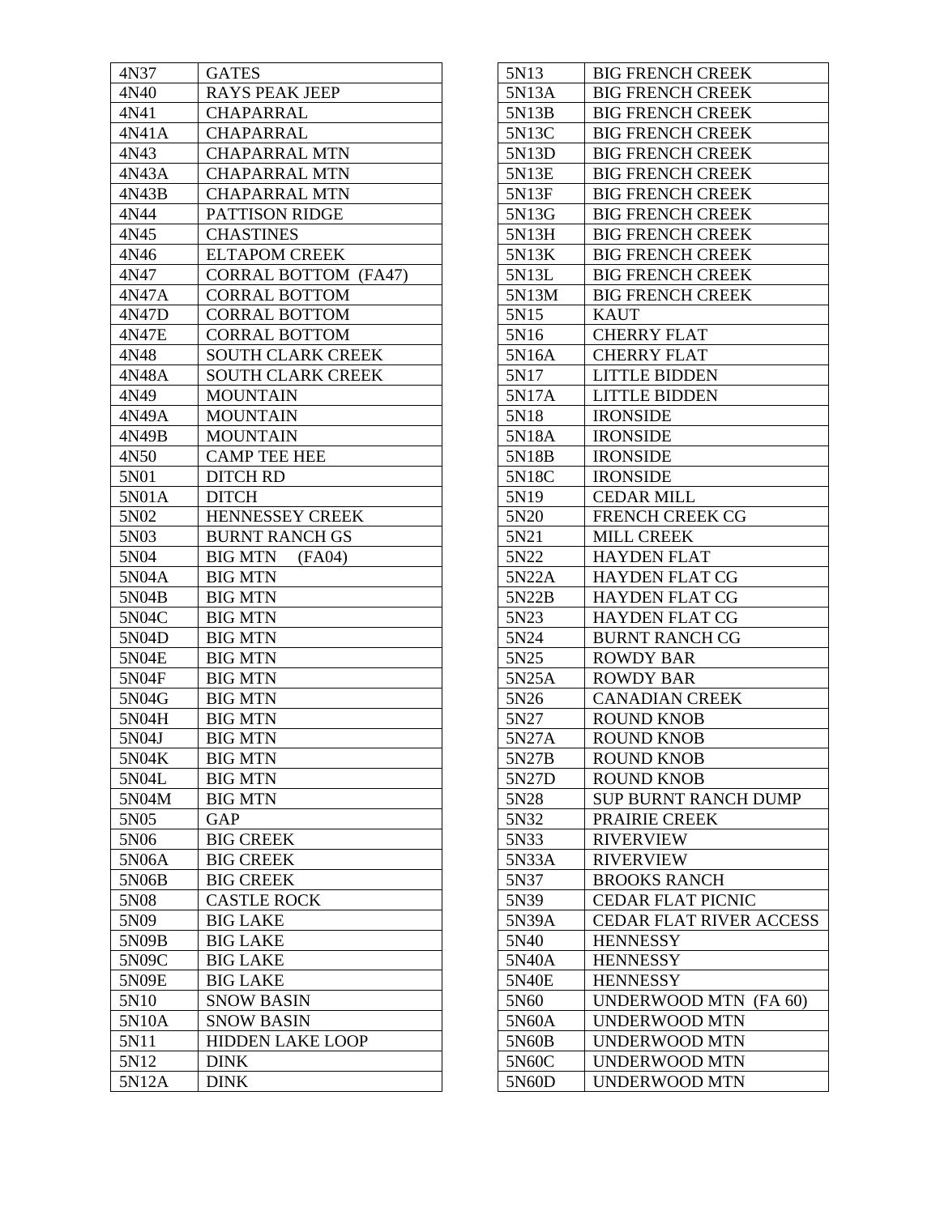| | |
|---|---|
| 4N37 | GATES |
| 4N40 | RAYS PEAK JEEP |
| 4N41 | CHAPARRAL |
| 4N41A | CHAPARRAL |
| 4N43 | CHAPARRAL MTN |
| 4N43A | CHAPARRAL MTN |
| 4N43B | CHAPARRAL MTN |
| 4N44 | PATTISON RIDGE |
| 4N45 | CHASTINES |
| 4N46 | ELTAPOM CREEK |
| 4N47 | CORRAL BOTTOM (FA47) |
| 4N47A | CORRAL BOTTOM |
| 4N47D | CORRAL BOTTOM |
| 4N47E | CORRAL BOTTOM |
| 4N48 | SOUTH CLARK CREEK |
| 4N48A | SOUTH CLARK CREEK |
| 4N49 | MOUNTAIN |
| 4N49A | MOUNTAIN |
| 4N49B | MOUNTAIN |
| 4N50 | CAMP TEE HEE |
| 5N01 | DITCH RD |
| 5N01A | DITCH |
| 5N02 | HENNESSEY CREEK |
| 5N03 | BURNT RANCH GS |
| 5N04 | BIG MTN (FA04) |
| 5N04A | BIG MTN |
| 5N04B | BIG MTN |
| 5N04C | BIG MTN |
| 5N04D | BIG MTN |
| 5N04E | BIG MTN |
| 5N04F | BIG MTN |
| 5N04G | BIG MTN |
| 5N04H | BIG MTN |
| 5N04J | BIG MTN |
| 5N04K | BIG MTN |
| 5N04L | BIG MTN |
| 5N04M | BIG MTN |
| 5N05 | GAP |
| 5N06 | BIG CREEK |
| 5N06A | BIG CREEK |
| 5N06B | BIG CREEK |
| 5N08 | CASTLE ROCK |
| 5N09 | BIG LAKE |
| 5N09B | BIG LAKE |
| 5N09C | BIG LAKE |
| 5N09E | BIG LAKE |
| 5N10 | SNOW BASIN |
| 5N10A | SNOW BASIN |
| 5N11 | HIDDEN LAKE LOOP |
| 5N12 | DINK |
| 5N12A | DINK |

| | |
|---|---|
| 5N13 | BIG FRENCH CREEK |
| 5N13A | BIG FRENCH CREEK |
| 5N13B | BIG FRENCH CREEK |
| 5N13C | BIG FRENCH CREEK |
| 5N13D | BIG FRENCH CREEK |
| 5N13E | BIG FRENCH CREEK |
| 5N13F | BIG FRENCH CREEK |
| 5N13G | BIG FRENCH CREEK |
| 5N13H | BIG FRENCH CREEK |
| 5N13K | BIG FRENCH CREEK |
| 5N13L | BIG FRENCH CREEK |
| 5N13M | BIG FRENCH CREEK |
| 5N15 | KAUT |
| 5N16 | CHERRY FLAT |
| 5N16A | CHERRY FLAT |
| 5N17 | LITTLE BIDDEN |
| 5N17A | LITTLE BIDDEN |
| 5N18 | IRONSIDE |
| 5N18A | IRONSIDE |
| 5N18B | IRONSIDE |
| 5N18C | IRONSIDE |
| 5N19 | CEDAR MILL |
| 5N20 | FRENCH CREEK CG |
| 5N21 | MILL CREEK |
| 5N22 | HAYDEN FLAT |
| 5N22A | HAYDEN FLAT CG |
| 5N22B | HAYDEN FLAT CG |
| 5N23 | HAYDEN FLAT CG |
| 5N24 | BURNT RANCH CG |
| 5N25 | ROWDY BAR |
| 5N25A | ROWDY BAR |
| 5N26 | CANADIAN CREEK |
| 5N27 | ROUND KNOB |
| 5N27A | ROUND KNOB |
| 5N27B | ROUND KNOB |
| 5N27D | ROUND KNOB |
| 5N28 | SUP BURNT RANCH DUMP |
| 5N32 | PRAIRIE CREEK |
| 5N33 | RIVERVIEW |
| 5N33A | RIVERVIEW |
| 5N37 | BROOKS RANCH |
| 5N39 | CEDAR FLAT PICNIC |
| 5N39A | CEDAR FLAT RIVER ACCESS |
| 5N40 | HENNESSY |
| 5N40A | HENNESSY |
| 5N40E | HENNESSY |
| 5N60 | UNDERWOOD MTN (FA 60) |
| 5N60A | UNDERWOOD MTN |
| 5N60B | UNDERWOOD MTN |
| 5N60C | UNDERWOOD MTN |
| 5N60D | UNDERWOOD MTN |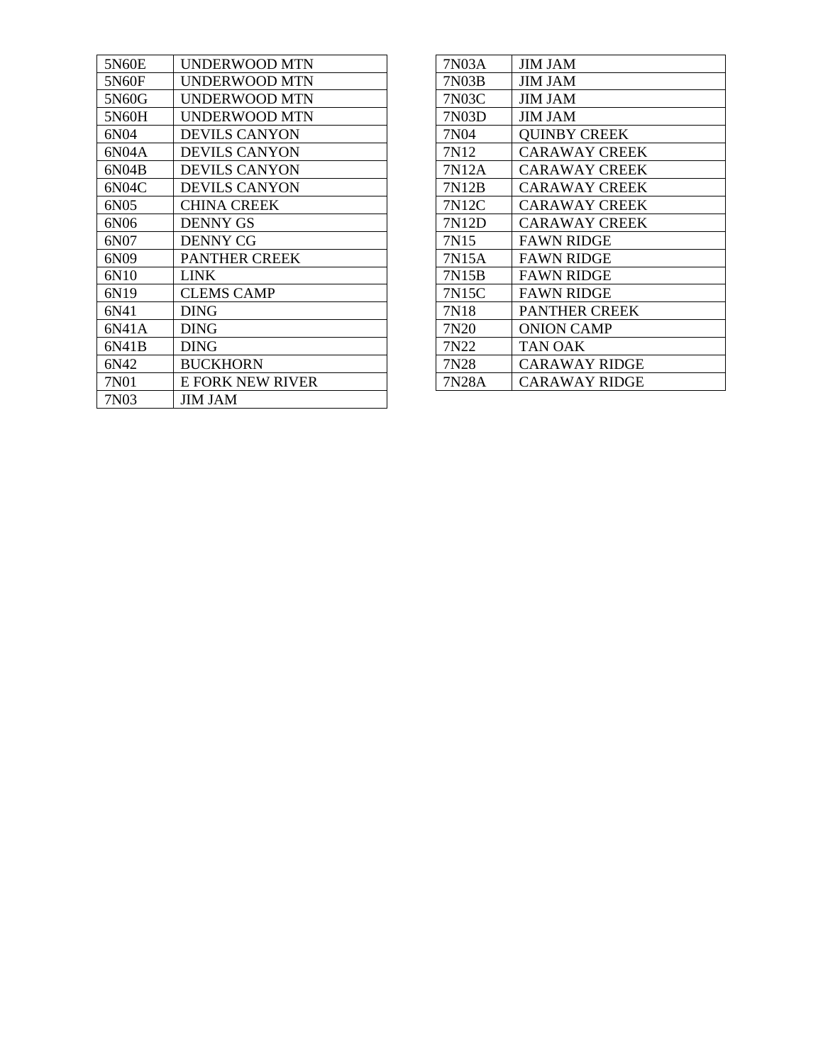| 5N60E | UNDERWOOD MTN |
|---|---|
| 5N60F | UNDERWOOD MTN |
| 5N60G | UNDERWOOD MTN |
| 5N60H | UNDERWOOD MTN |
| 6N04 | DEVILS CANYON |
| 6N04A | DEVILS CANYON |
| 6N04B | DEVILS CANYON |
| 6N04C | DEVILS CANYON |
| 6N05 | CHINA CREEK |
| 6N06 | DENNY GS |
| 6N07 | DENNY CG |
| 6N09 | PANTHER CREEK |
| 6N10 | LINK |
| 6N19 | CLEMS CAMP |
| 6N41 | DING |
| 6N41A | DING |
| 6N41B | DING |
| 6N42 | BUCKHORN |
| 7N01 | E FORK NEW RIVER |
| 7N03 | JIM JAM |
| 7N03A | JIM JAM |
| 7N03B | JIM JAM |
| 7N03C | JIM JAM |
| 7N03D | JIM JAM |
| 7N04 | QUINBY CREEK |
| 7N12 | CARAWAY CREEK |
| 7N12A | CARAWAY CREEK |
| 7N12B | CARAWAY CREEK |
| 7N12C | CARAWAY CREEK |
| 7N12D | CARAWAY CREEK |
| 7N15 | FAWN RIDGE |
| 7N15A | FAWN RIDGE |
| 7N15B | FAWN RIDGE |
| 7N15C | FAWN RIDGE |
| 7N18 | PANTHER CREEK |
| 7N20 | ONION CAMP |
| 7N22 | TAN OAK |
| 7N28 | CARAWAY RIDGE |
| 7N28A | CARAWAY RIDGE |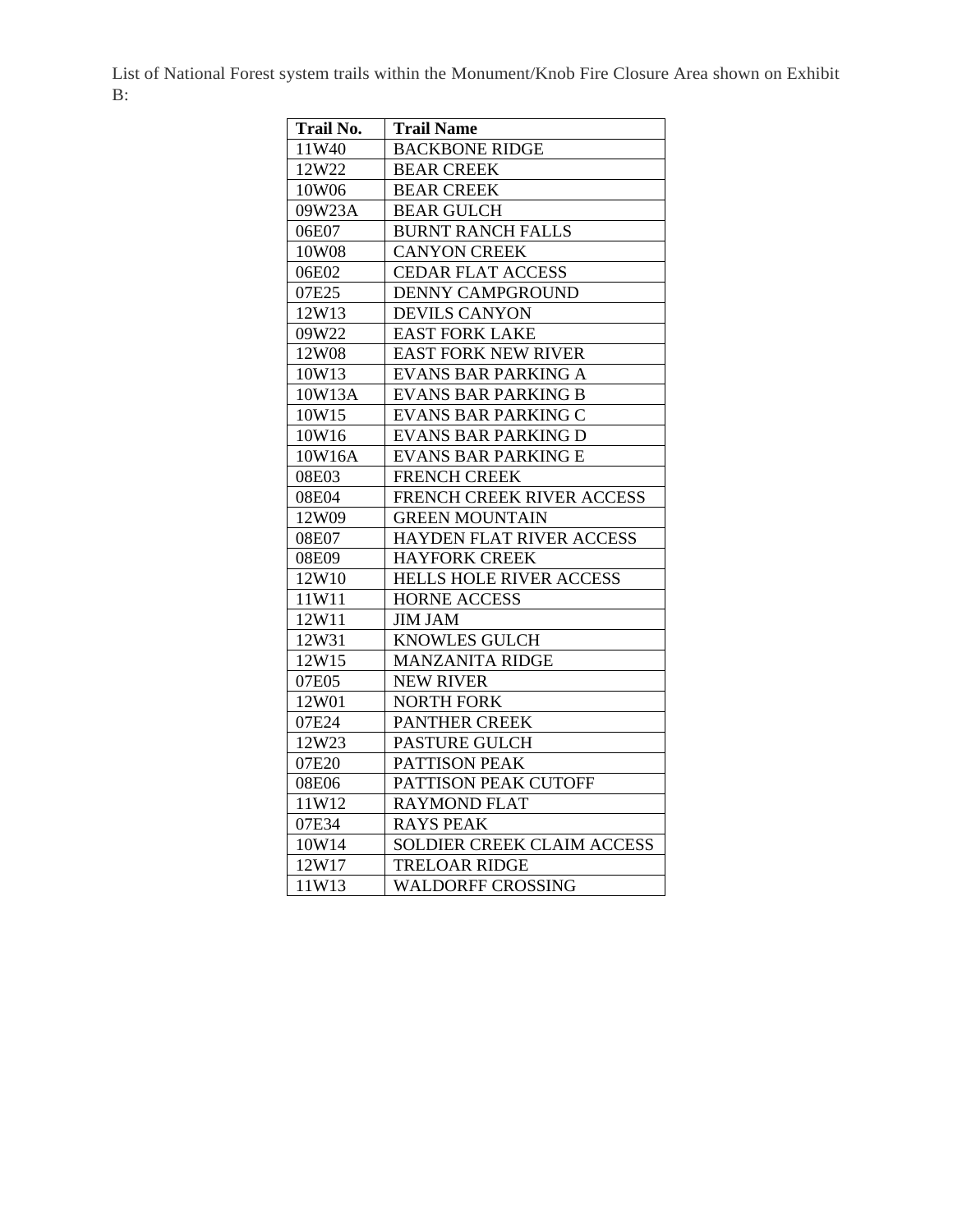List of National Forest system trails within the Monument/Knob Fire Closure Area shown on Exhibit B:

| **Trail No.** | **Trail Name** |
|---|---|
| 11W40 | BACKBONE RIDGE |
| 12W22 | BEAR CREEK |
| 10W06 | BEAR CREEK |
| 09W23A | BEAR GULCH |
| 06E07 | BURNT RANCH FALLS |
| 10W08 | CANYON CREEK |
| 06E02 | CEDAR FLAT ACCESS |
| 07E25 | DENNY CAMPGROUND |
| 12W13 | DEVILS CANYON |
| 09W22 | EAST FORK LAKE |
| 12W08 | EAST FORK NEW RIVER |
| 10W13 | EVANS BAR PARKING A |
| 10W13A | EVANS BAR PARKING B |
| 10W15 | EVANS BAR PARKING C |
| 10W16 | EVANS BAR PARKING D |
| 10W16A | EVANS BAR PARKING E |
| 08E03 | FRENCH CREEK |
| 08E04 | FRENCH CREEK RIVER ACCESS |
| 12W09 | GREEN MOUNTAIN |
| 08E07 | HAYDEN FLAT RIVER ACCESS |
| 08E09 | HAYFORK CREEK |
| 12W10 | HELLS HOLE RIVER ACCESS |
| 11W11 | HORNE ACCESS |
| 12W11 | JIM JAM |
| 12W31 | KNOWLES GULCH |
| 12W15 | MANZANITA RIDGE |
| 07E05 | NEW RIVER |
| 12W01 | NORTH FORK |
| 07E24 | PANTHER CREEK |
| 12W23 | PASTURE GULCH |
| 07E20 | PATTISON PEAK |
| 08E06 | PATTISON PEAK CUTOFF |
| 11W12 | RAYMOND FLAT |
| 07E34 | RAYS PEAK |
| 10W14 | SOLDIER CREEK CLAIM ACCESS |
| 12W17 | TRELOAR RIDGE |
| 11W13 | WALDORFF CROSSING |